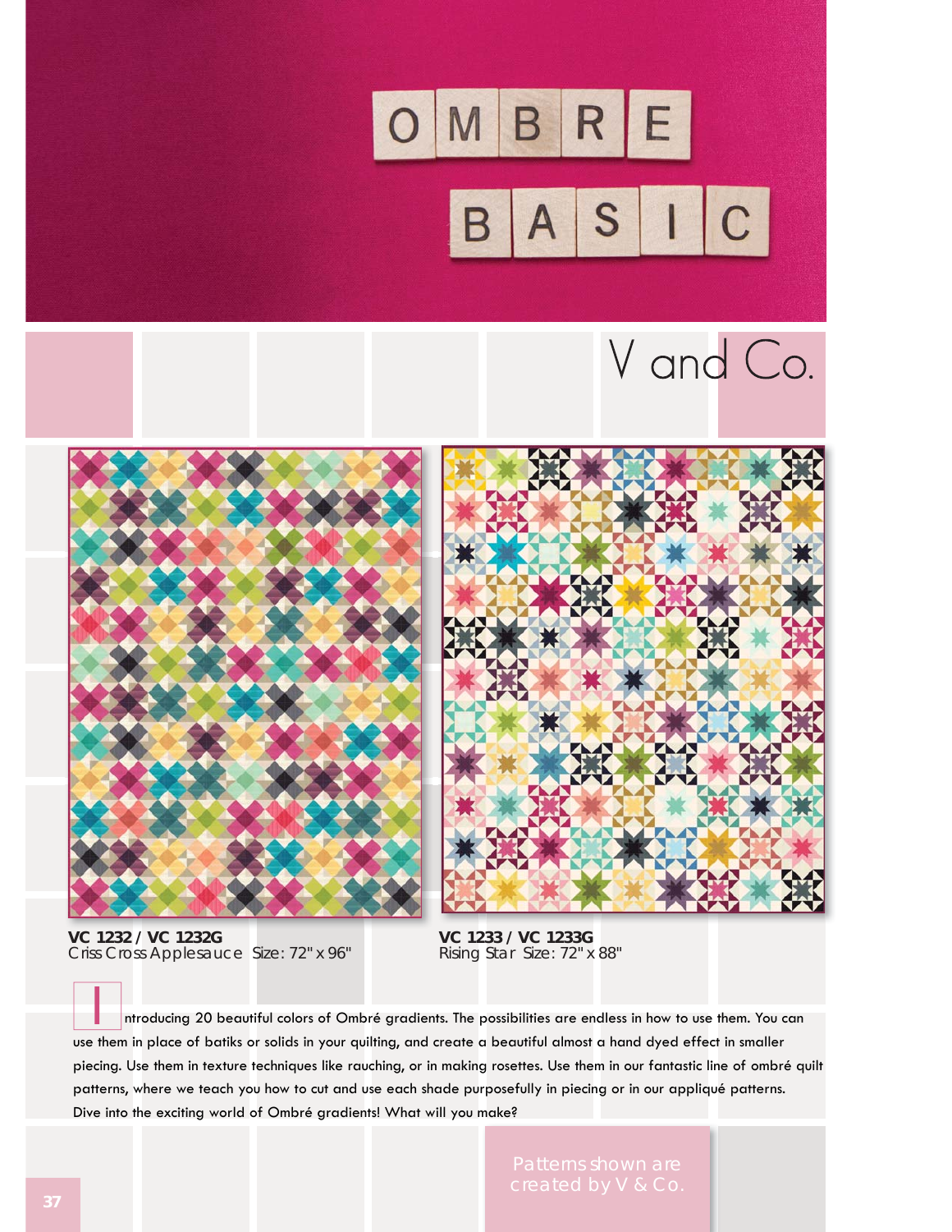# OMBRE BASIC

## V and Co.

**VC 1232 / VC 1232G**
Criss Cross Applesauce Size: 72" x 96"

**VC 1233 / VC 1233G**
Rising Star Size: 72" x 88"

Introducing 20 beautiful colors of Ombré gradients. The possibilities are endless in how to use them. You can use them in place of batiks or solids in your quilting, and create a beautiful almost a hand dyed effect in smaller piecing. Use them in texture techniques like rauching, or in making rosettes. Use them in our fantastic line of ombré quilt patterns, where we teach you how to cut and use each shade purposefully in piecing or in our appliqué patterns. Dive into the exciting world of Ombré gradients! What will you make?

Patterns shown are created by V & Co.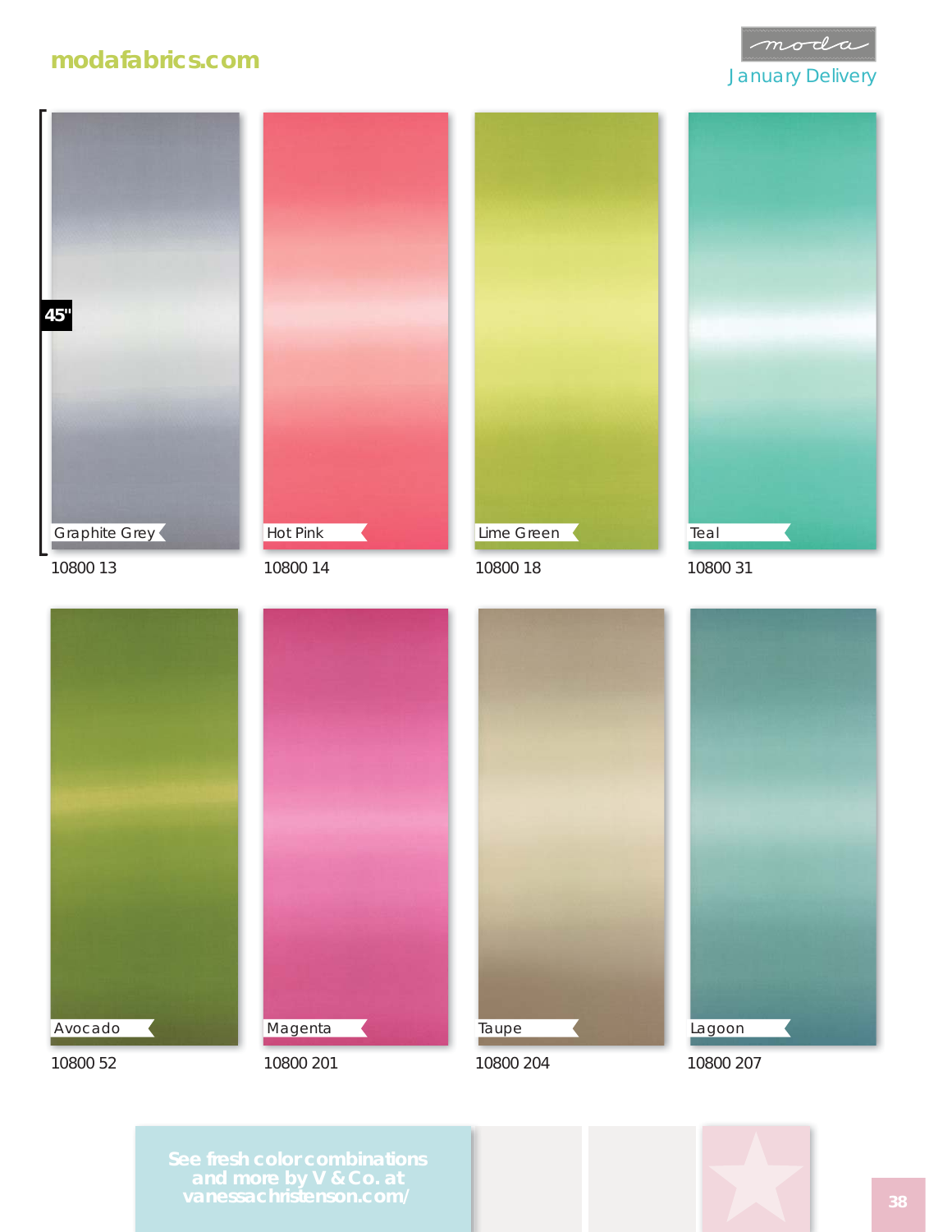modafabrics.com

moda

January Delivery

45"

Graphite Grey
10800 13

Hot Pink
10800 14

Lime Green
10800 18

Teal
10800 31

Avocado
10800 52

Magenta
10800 201

Taupe
10800 204

Lagoon
10800 207

See fresh color combinations and more by V & Co. at vanessachristenson.com/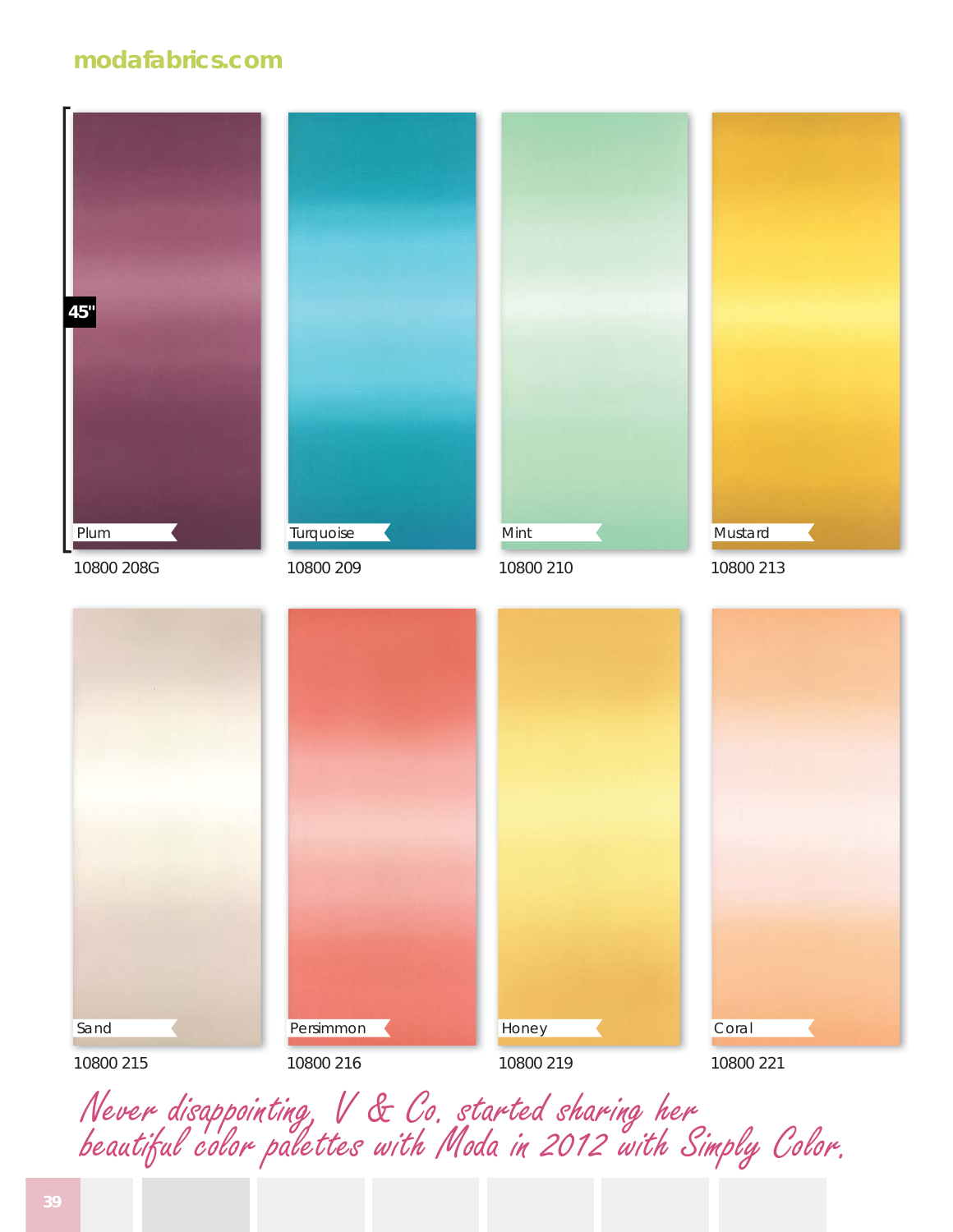modafabrics.com

45"

| Plum | Turquoise | Mint | Mustard |
| --- | --- | --- | --- |
| 10800 208G | 10800 209 | 10800 210 | 10800 213 |

| Sand | Persimmon | Honey | Coral |
| --- | --- | --- | --- |
| 10800 215 | 10800 216 | 10800 219 | 10800 221 |

*Never disappointing, V & Co. started sharing her beautiful color palettes with Moda in 2012 with Simply Color.*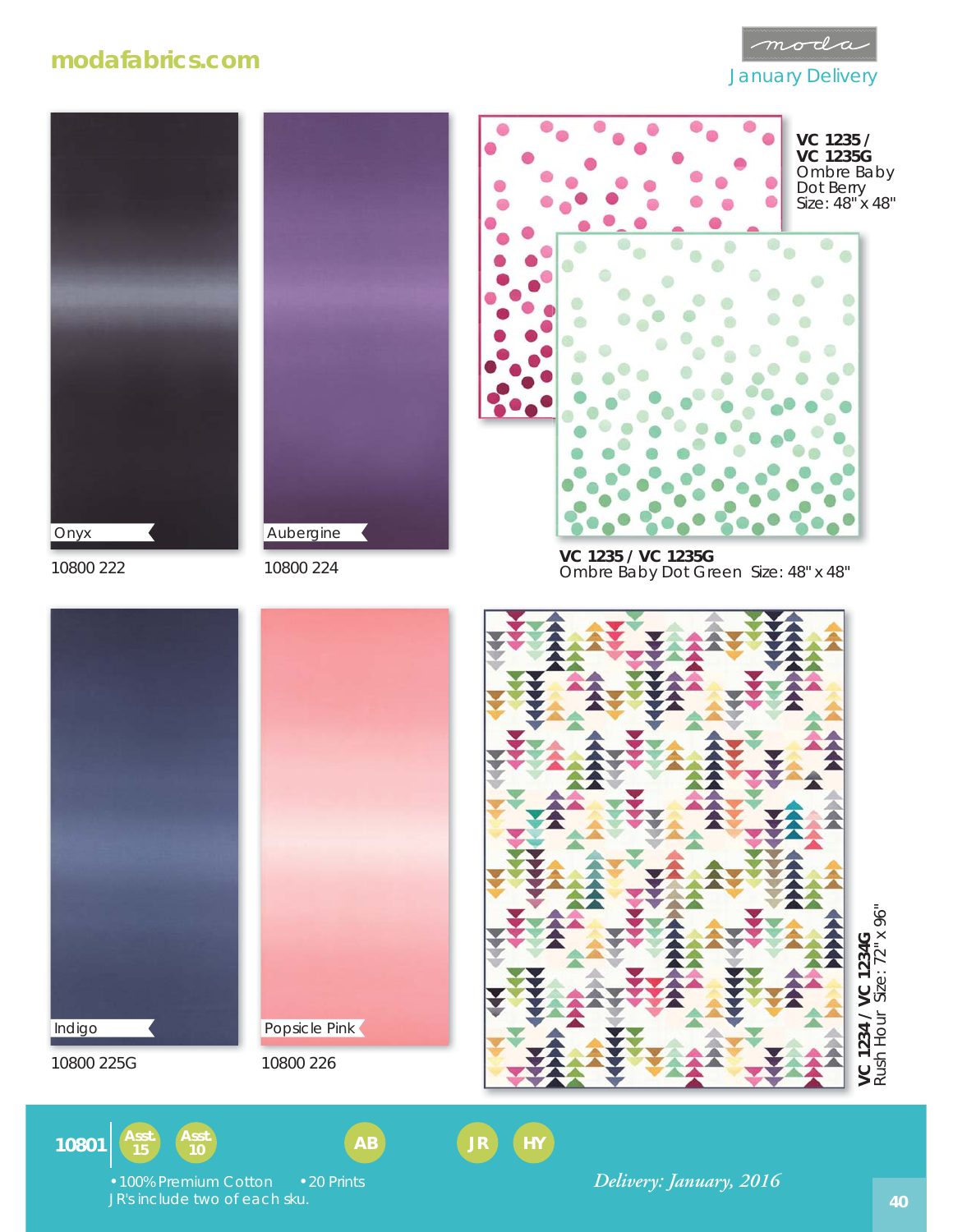modafabrics.com

moda

January Delivery

Onyx

10800 222

Aubergine

10800 224

**VC 1235 / VC 1235G**
Ombre Baby Dot Berry
Size: 48" x 48"

**VC 1235 / VC 1235G**
Ombre Baby Dot Green Size: 48" x 48"

Indigo

10800 225G

Popsicle Pink

10800 226

**VC 1234 / VC 1234G**
Rush Hour Size: 72" x 96"

**10801** Asst 15 Asst 10 AB JR HY

• 100% Premium Cotton • 20 Prints

JR's include two of each sku.

*Delivery: January, 2016*